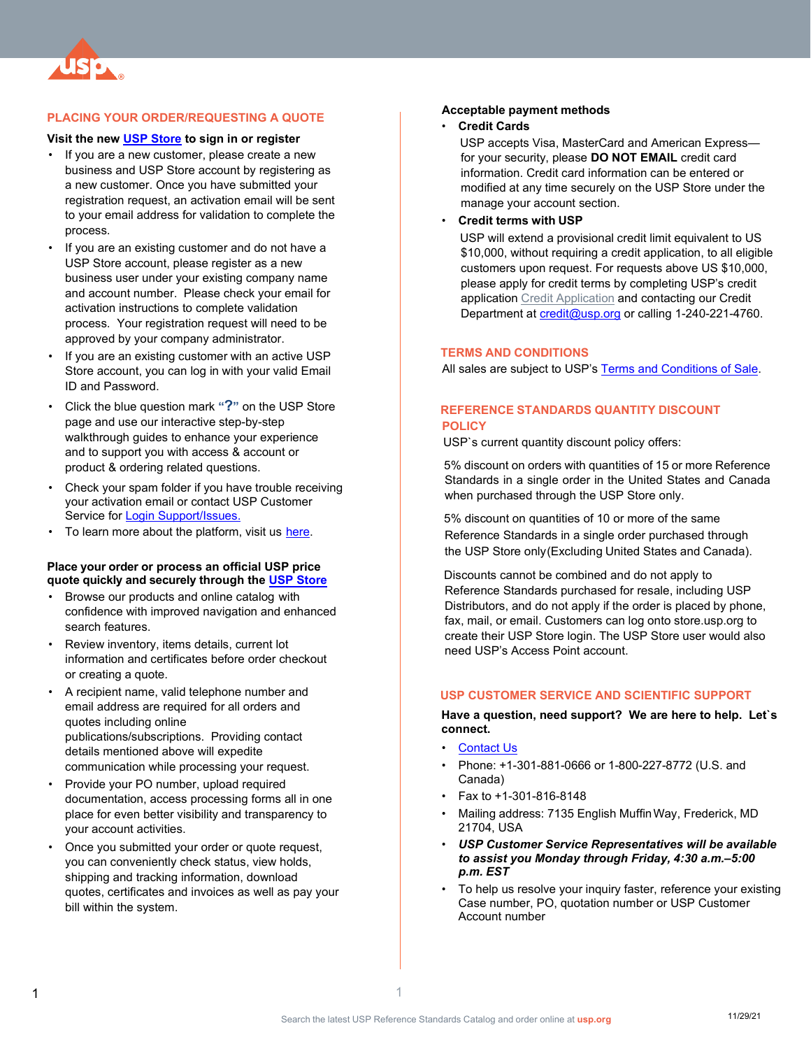## PLACING YOUR ORDER/REQUESTING A QUOTE

**Visit the new USP Store to sign in or register**

- If you are a new customer, please create a new business and USP Store account by registering as a new customer. Once you have submitted your registration request, an activation email will be sent to your email address for validation to complete the process.
- If you are an existing customer and do not have a USP Store account, please register as a new business user under your existing company name and account number. Please check your email for activation instructions to complete validation process. Your registration request will need to be approved by your company administrator.
- If you are an existing customer with an active USP Store account, you can log in with your valid Email ID and Password.
- Click the blue question mark **"?"** on the USP Store page and use our interactive step-by-step walkthrough guides to enhance your experience and to support you with access & account or product & ordering related questions.
- Check your spam folder if you have trouble receiving your activation email or contact USP Customer Service for Login Support/Issues.
- To learn more about the platform, visit us here.

**Place your order or process an official USP price quote quickly and securely through the USP Store**

- Browse our products and online catalog with confidence with improved navigation and enhanced search features.
- Review inventory, items details, current lot information and certificates before order checkout or creating a quote.
- A recipient name, valid telephone number and email address are required for all orders and quotes including online publications/subscriptions. Providing contact details mentioned above will expedite communication while processing your request.
- Provide your PO number, upload required documentation, access processing forms all in one place for even better visibility and transparency to your account activities.
- Once you submitted your order or quote request, you can conveniently check status, view holds, shipping and tracking information, download quotes, certificates and invoices as well as pay your bill within the system.

**Acceptable payment methods**

- **Credit Cards**

  USP accepts Visa, MasterCard and American Express—for your security, please **DO NOT EMAIL** credit card information. Credit card information can be entered or modified at any time securely on the USP Store under the manage your account section.

- **Credit terms with USP**

  USP will extend a provisional credit limit equivalent to US $10,000, without requiring a credit application, to all eligible customers upon request. For requests above US $10,000, please apply for credit terms by completing USP's credit application Credit Application and contacting our Credit Department at credit@usp.org or calling 1-240-221-4760.

## TERMS AND CONDITIONS

All sales are subject to USP's Terms and Conditions of Sale.

## REFERENCE STANDARDS QUANTITY DISCOUNT POLICY

USP`s current quantity discount policy offers:

5% discount on orders with quantities of 15 or more Reference Standards in a single order in the United States and Canada when purchased through the USP Store only.

5% discount on quantities of 10 or more of the same Reference Standards in a single order purchased through the USP Store only(Excluding United States and Canada).

Discounts cannot be combined and do not apply to Reference Standards purchased for resale, including USP Distributors, and do not apply if the order is placed by phone, fax, mail, or email. Customers can log onto store.usp.org to create their USP Store login. The USP Store user would also need USP's Access Point account.

## USP CUSTOMER SERVICE AND SCIENTIFIC SUPPORT

**Have a question, need support? We are here to help. Let`s connect.**

- Contact Us
- Phone: +1-301-881-0666 or 1-800-227-8772 (U.S. and Canada)
- Fax to +1-301-816-8148
- Mailing address: 7135 English Muffin Way, Frederick, MD 21704, USA
- ***USP Customer Service Representatives will be available to assist you Monday through Friday, 4:30 a.m.–5:00 p.m. EST***
- To help us resolve your inquiry faster, reference your existing Case number, PO, quotation number or USP Customer Account number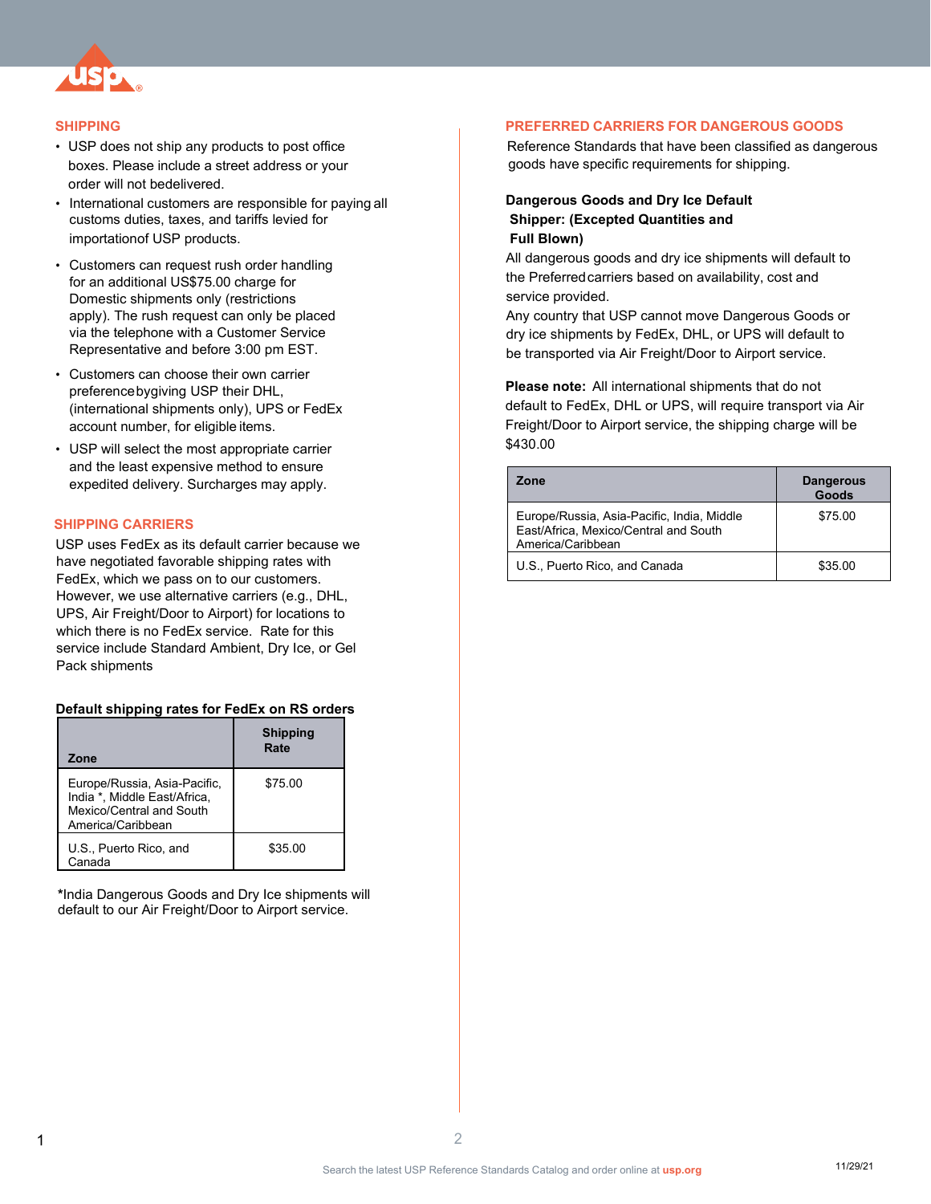## SHIPPING

- USP does not ship any products to post office boxes. Please include a street address or your order will not bedelivered.
- International customers are responsible for paying all customs duties, taxes, and tariffs levied for importationof USP products.
- Customers can request rush order handling for an additional US$75.00 charge for Domestic shipments only (restrictions apply). The rush request can only be placed via the telephone with a Customer Service Representative and before 3:00 pm EST.
- Customers can choose their own carrier preferencebygiving USP their DHL, (international shipments only), UPS or FedEx account number, for eligible items.
- USP will select the most appropriate carrier and the least expensive method to ensure expedited delivery. Surcharges may apply.

## SHIPPING CARRIERS

USP uses FedEx as its default carrier because we have negotiated favorable shipping rates with FedEx, which we pass on to our customers. However, we use alternative carriers (e.g., DHL, UPS, Air Freight/Door to Airport) for locations to which there is no FedEx service. Rate for this service include Standard Ambient, Dry Ice, or Gel Pack shipments

**Default shipping rates for FedEx on RS orders**

| Zone | Shipping Rate |
|---|---|
| Europe/Russia, Asia-Pacific, India *, Middle East/Africa, Mexico/Central and South America/Caribbean | $75.00 |
| U.S., Puerto Rico, and Canada | $35.00 |

*India Dangerous Goods and Dry Ice shipments will default to our Air Freight/Door to Airport service.

## PREFERRED CARRIERS FOR DANGEROUS GOODS

Reference Standards that have been classified as dangerous goods have specific requirements for shipping.

**Dangerous Goods and Dry Ice Default Shipper: (Excepted Quantities and Full Blown)**

All dangerous goods and dry ice shipments will default to the Preferredcarriers based on availability, cost and service provided.

Any country that USP cannot move Dangerous Goods or dry ice shipments by FedEx, DHL, or UPS will default to be transported via Air Freight/Door to Airport service.

**Please note:** All international shipments that do not default to FedEx, DHL or UPS, will require transport via Air Freight/Door to Airport service, the shipping charge will be $430.00

| Zone | Dangerous Goods |
|---|---|
| Europe/Russia, Asia-Pacific, India, Middle East/Africa, Mexico/Central and South America/Caribbean | $75.00 |
| U.S., Puerto Rico, and Canada | $35.00 |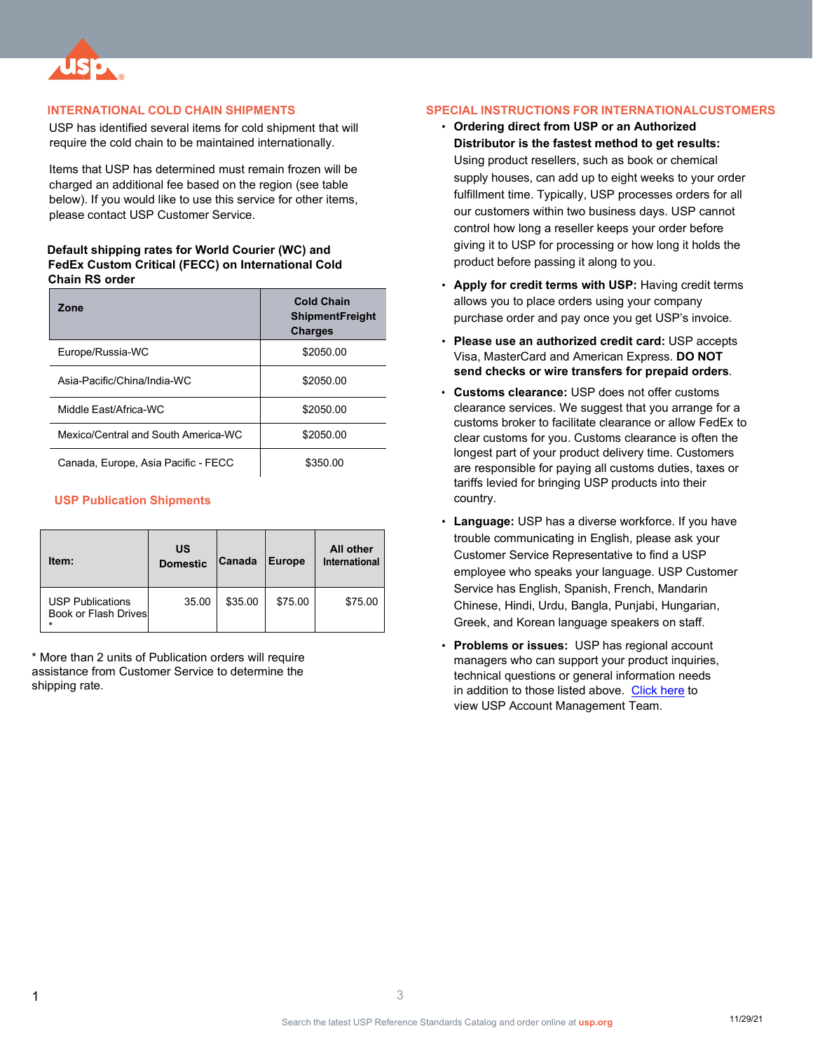## INTERNATIONAL COLD CHAIN SHIPMENTS

USP has identified several items for cold shipment that will require the cold chain to be maintained internationally.

Items that USP has determined must remain frozen will be charged an additional fee based on the region (see table below). If you would like to use this service for other items, please contact USP Customer Service.

**Default shipping rates for World Courier (WC) and FedEx Custom Critical (FECC) on International Cold Chain RS order**

| Zone | Cold Chain ShipmentFreight Charges |
|---|---|
| Europe/Russia-WC | $2050.00 |
| Asia-Pacific/China/India-WC | $2050.00 |
| Middle East/Africa-WC | $2050.00 |
| Mexico/Central and South America-WC | $2050.00 |
| Canada, Europe, Asia Pacific - FECC | $350.00 |

### USP Publication Shipments

| Item: | US Domestic | Canada | Europe | All other International |
|---|---|---|---|---|
| USP Publications Book or Flash Drives * | 35.00 | $35.00 | $75.00 | $75.00 |

\* More than 2 units of Publication orders will require assistance from Customer Service to determine the shipping rate.

## SPECIAL INSTRUCTIONS FOR INTERNATIONALCUSTOMERS

- **Ordering direct from USP or an Authorized Distributor is the fastest method to get results:** Using product resellers, such as book or chemical supply houses, can add up to eight weeks to your order fulfillment time. Typically, USP processes orders for all our customers within two business days. USP cannot control how long a reseller keeps your order before giving it to USP for processing or how long it holds the product before passing it along to you.
- **Apply for credit terms with USP:** Having credit terms allows you to place orders using your company purchase order and pay once you get USP's invoice.
- **Please use an authorized credit card:** USP accepts Visa, MasterCard and American Express. **DO NOT send checks or wire transfers for prepaid orders**.
- **Customs clearance:** USP does not offer customs clearance services. We suggest that you arrange for a customs broker to facilitate clearance or allow FedEx to clear customs for you. Customs clearance is often the longest part of your product delivery time. Customers are responsible for paying all customs duties, taxes or tariffs levied for bringing USP products into their country.
- **Language:** USP has a diverse workforce. If you have trouble communicating in English, please ask your Customer Service Representative to find a USP employee who speaks your language. USP Customer Service has English, Spanish, French, Mandarin Chinese, Hindi, Urdu, Bangla, Punjabi, Hungarian, Greek, and Korean language speakers on staff.
- **Problems or issues:** USP has regional account managers who can support your product inquiries, technical questions or general information needs in addition to those listed above. Click here to view USP Account Management Team.

Search the latest USP Reference Standards Catalog and order online at **usp.org**

11/29/21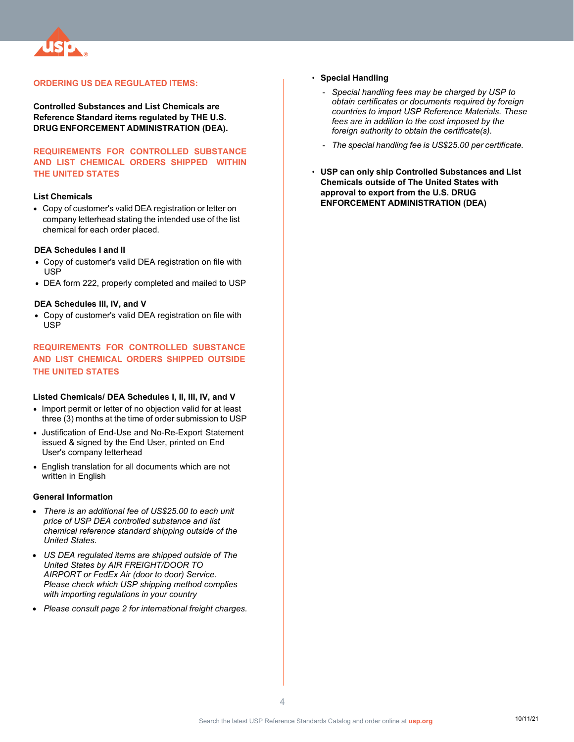## ORDERING US DEA REGULATED ITEMS:

**Controlled Substances and List Chemicals are Reference Standard items regulated by THE U.S. DRUG ENFORCEMENT ADMINISTRATION (DEA).**

### REQUIREMENTS FOR CONTROLLED SUBSTANCE AND LIST CHEMICAL ORDERS SHIPPED WITHIN THE UNITED STATES

**List Chemicals**

- Copy of customer's valid DEA registration or letter on company letterhead stating the intended use of the list chemical for each order placed.

**DEA Schedules I and II**

- Copy of customer's valid DEA registration on file with USP
- DEA form 222, properly completed and mailed to USP

**DEA Schedules III, IV, and V**

- Copy of customer's valid DEA registration on file with USP

### REQUIREMENTS FOR CONTROLLED SUBSTANCE AND LIST CHEMICAL ORDERS SHIPPED OUTSIDE THE UNITED STATES

**Listed Chemicals/ DEA Schedules I, II, III, IV, and V**

- Import permit or letter of no objection valid for at least three (3) months at the time of order submission to USP
- Justification of End-Use and No-Re-Export Statement issued & signed by the End User, printed on End User's company letterhead
- English translation for all documents which are not written in English

**General Information**

- *There is an additional fee of US$25.00 to each unit price of USP DEA controlled substance and list chemical reference standard shipping outside of the United States.*
- *US DEA regulated items are shipped outside of The United States by AIR FREIGHT/DOOR TO AIRPORT or FedEx Air (door to door) Service. Please check which USP shipping method complies with importing regulations in your country*
- *Please consult page 2 for international freight charges.*

- **Special Handling**
  - *Special handling fees may be charged by USP to obtain certificates or documents required by foreign countries to import USP Reference Materials. These fees are in addition to the cost imposed by the foreign authority to obtain the certificate(s).*
  - *The special handling fee is US$25.00 per certificate.*

- **USP can only ship Controlled Substances and List Chemicals outside of The United States with approval to export from the U.S. DRUG ENFORCEMENT ADMINISTRATION (DEA)**